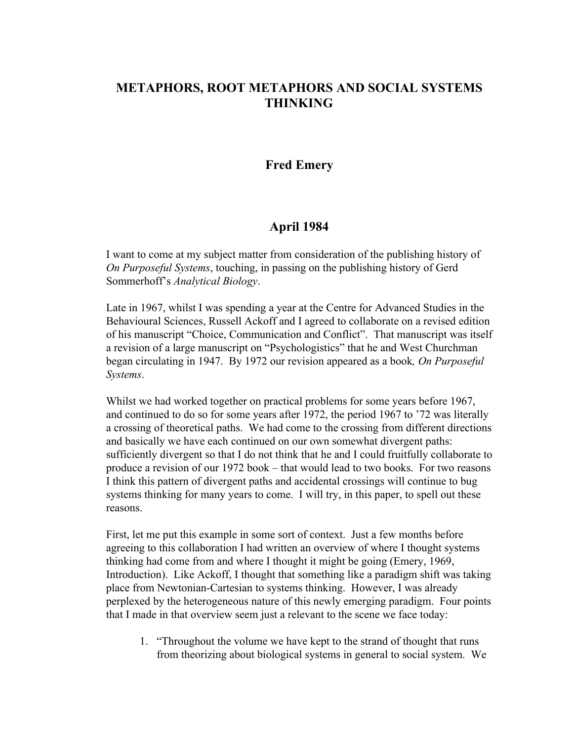# METAPHORS, ROOT METAPHORS AND SOCIAL SYSTEMS THINKING

## Fred Emery

## April 1984

I want to come at my subject matter from consideration of the publishing history of *On Purposeful Systems*, touching, in passing on the publishing history of Gerd Sommerhoff's *Analytical Biology*.

Late in 1967, whilst I was spending a year at the Centre for Advanced Studies in the Behavioural Sciences, Russell Ackoff and I agreed to collaborate on a revised edition of his manuscript "Choice, Communication and Conflict". That manuscript was itself a revision of a large manuscript on "Psychologistics" that he and West Churchman began circulating in 1947. By 1972 our revision appeared as a book*, On Purposeful Systems*.

Whilst we had worked together on practical problems for some years before 1967, and continued to do so for some years after 1972, the period 1967 to '72 was literally a crossing of theoretical paths. We had come to the crossing from different directions and basically we have each continued on our own somewhat divergent paths: sufficiently divergent so that I do not think that he and I could fruitfully collaborate to produce a revision of our 1972 book – that would lead to two books. For two reasons I think this pattern of divergent paths and accidental crossings will continue to bug systems thinking for many years to come. I will try, in this paper, to spell out these reasons.

First, let me put this example in some sort of context. Just a few months before agreeing to this collaboration I had written an overview of where I thought systems thinking had come from and where I thought it might be going (Emery, 1969, Introduction). Like Ackoff, I thought that something like a paradigm shift was taking place from Newtonian-Cartesian to systems thinking. However, I was already perplexed by the heterogeneous nature of this newly emerging paradigm. Four points that I made in that overview seem just a relevant to the scene we face today:

1. "Throughout the volume we have kept to the strand of thought that runs from theorizing about biological systems in general to social system. We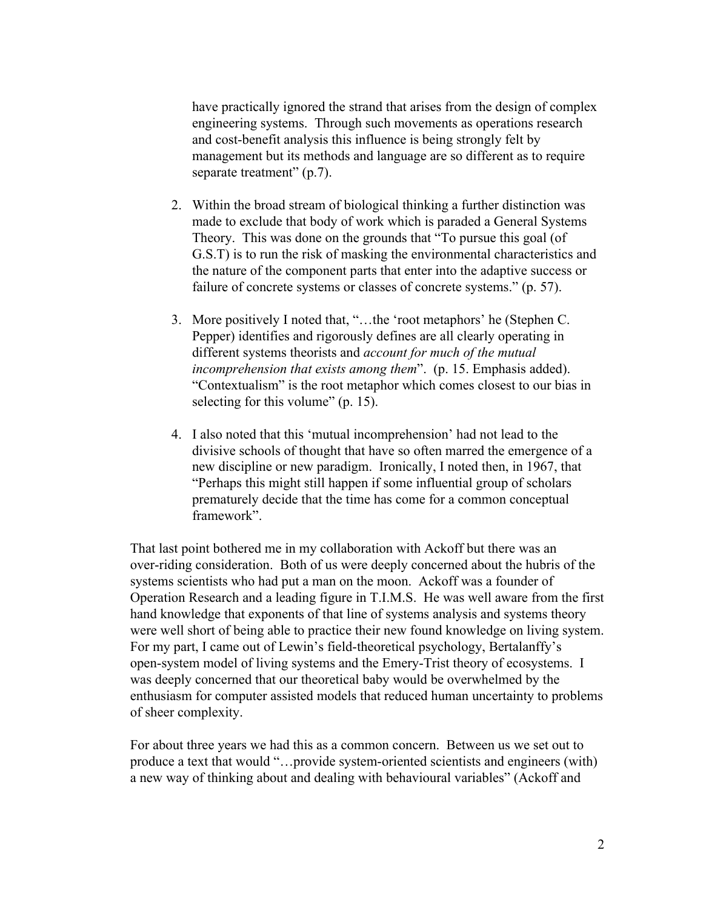have practically ignored the strand that arises from the design of complex engineering systems. Through such movements as operations research and cost-benefit analysis this influence is being strongly felt by management but its methods and language are so different as to require separate treatment" (p.7).

2. Within the broad stream of biological thinking a further distinction was made to exclude that body of work which is paraded a General Systems Theory. This was done on the grounds that "To pursue this goal (of G.S.T) is to run the risk of masking the environmental characteristics and the nature of the component parts that enter into the adaptive success or failure of concrete systems or classes of concrete systems." (p. 57).

3. More positively I noted that, "…the 'root metaphors' he (Stephen C. Pepper) identifies and rigorously defines are all clearly operating in different systems theorists and *account for much of the mutual incomprehension that exists among them*". (p. 15. Emphasis added). "Contextualism" is the root metaphor which comes closest to our bias in selecting for this volume" (p. 15).

4. I also noted that this 'mutual incomprehension' had not lead to the divisive schools of thought that have so often marred the emergence of a new discipline or new paradigm. Ironically, I noted then, in 1967, that "Perhaps this might still happen if some influential group of scholars prematurely decide that the time has come for a common conceptual framework".

That last point bothered me in my collaboration with Ackoff but there was an over-riding consideration. Both of us were deeply concerned about the hubris of the systems scientists who had put a man on the moon. Ackoff was a founder of Operation Research and a leading figure in T.I.M.S. He was well aware from the first hand knowledge that exponents of that line of systems analysis and systems theory were well short of being able to practice their new found knowledge on living system. For my part, I came out of Lewin's field-theoretical psychology, Bertalanffy's open-system model of living systems and the Emery-Trist theory of ecosystems. I was deeply concerned that our theoretical baby would be overwhelmed by the enthusiasm for computer assisted models that reduced human uncertainty to problems of sheer complexity.

For about three years we had this as a common concern. Between us we set out to produce a text that would "…provide system-oriented scientists and engineers (with) a new way of thinking about and dealing with behavioural variables" (Ackoff and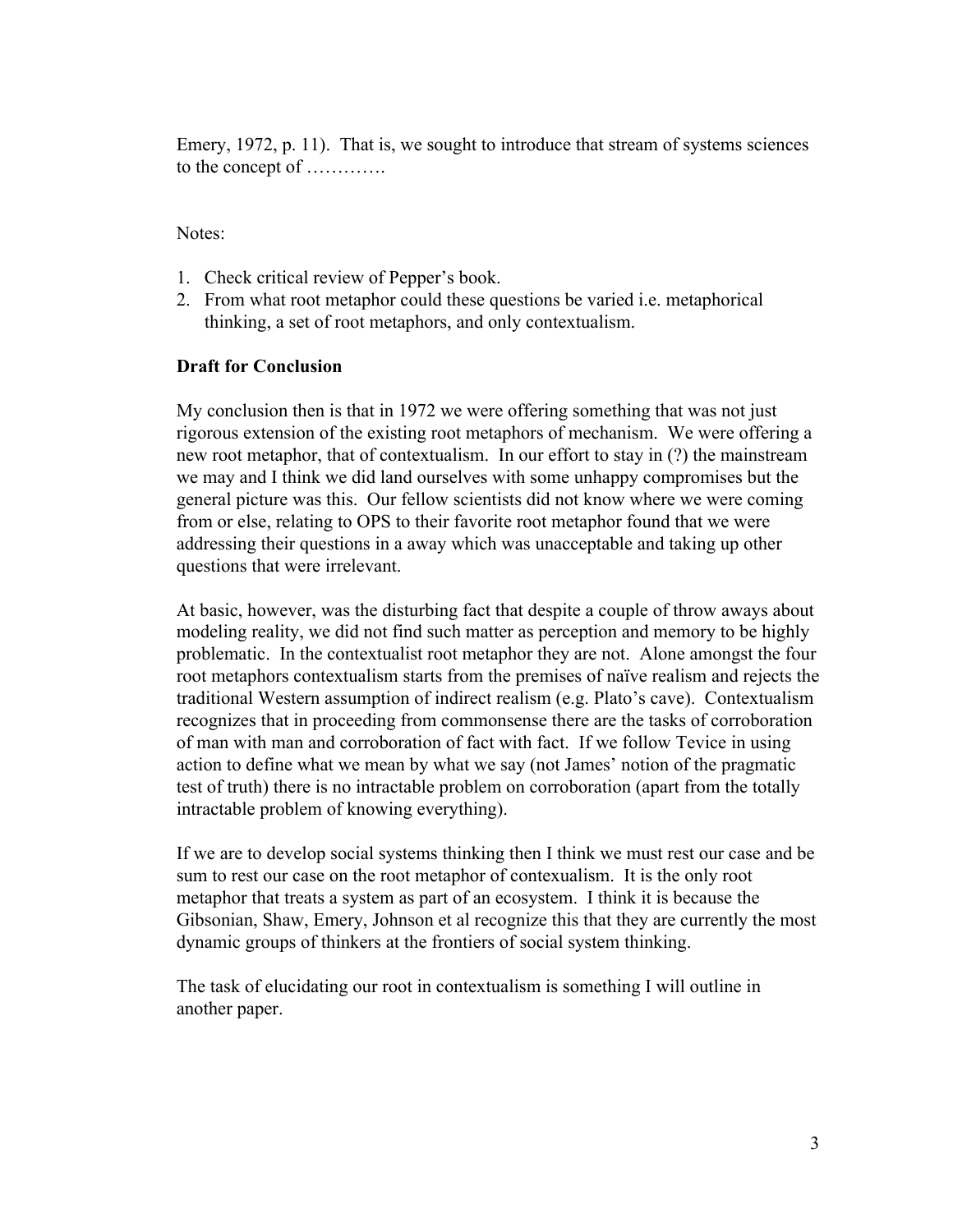Emery, 1972, p. 11). That is, we sought to introduce that stream of systems sciences to the concept of ………….

Notes:

1. Check critical review of Pepper's book.
2. From what root metaphor could these questions be varied i.e. metaphorical thinking, a set of root metaphors, and only contextualism.

**Draft for Conclusion**

My conclusion then is that in 1972 we were offering something that was not just rigorous extension of the existing root metaphors of mechanism. We were offering a new root metaphor, that of contextualism. In our effort to stay in (?) the mainstream we may and I think we did land ourselves with some unhappy compromises but the general picture was this. Our fellow scientists did not know where we were coming from or else, relating to OPS to their favorite root metaphor found that we were addressing their questions in a away which was unacceptable and taking up other questions that were irrelevant.

At basic, however, was the disturbing fact that despite a couple of throw aways about modeling reality, we did not find such matter as perception and memory to be highly problematic. In the contextualist root metaphor they are not. Alone amongst the four root metaphors contextualism starts from the premises of naïve realism and rejects the traditional Western assumption of indirect realism (e.g. Plato's cave). Contextualism recognizes that in proceeding from commonsense there are the tasks of corroboration of man with man and corroboration of fact with fact. If we follow Tevice in using action to define what we mean by what we say (not James' notion of the pragmatic test of truth) there is no intractable problem on corroboration (apart from the totally intractable problem of knowing everything).

If we are to develop social systems thinking then I think we must rest our case and be sum to rest our case on the root metaphor of contexualism. It is the only root metaphor that treats a system as part of an ecosystem. I think it is because the Gibsonian, Shaw, Emery, Johnson et al recognize this that they are currently the most dynamic groups of thinkers at the frontiers of social system thinking.

The task of elucidating our root in contextualism is something I will outline in another paper.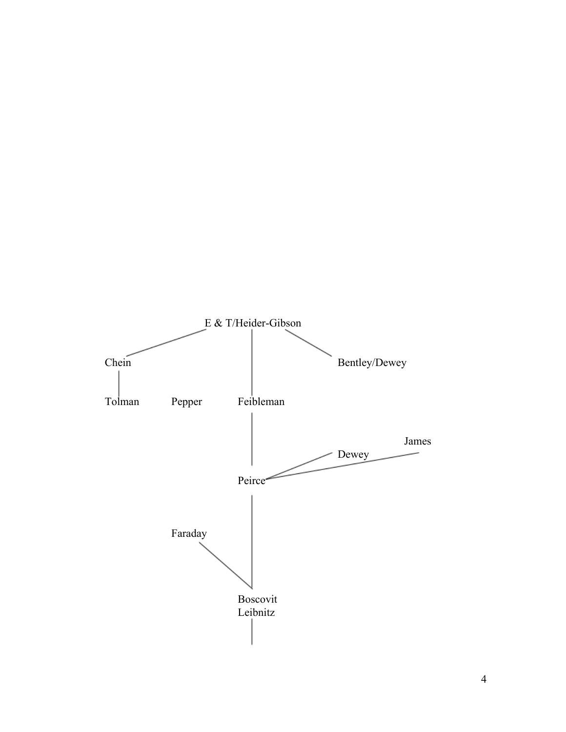E & T/Heider-Gibson

Chein

Bentley/Dewey

Tolman

Pepper

Feibleman

James

Dewey

Peirce

Faraday

Boscovit

Leibnitz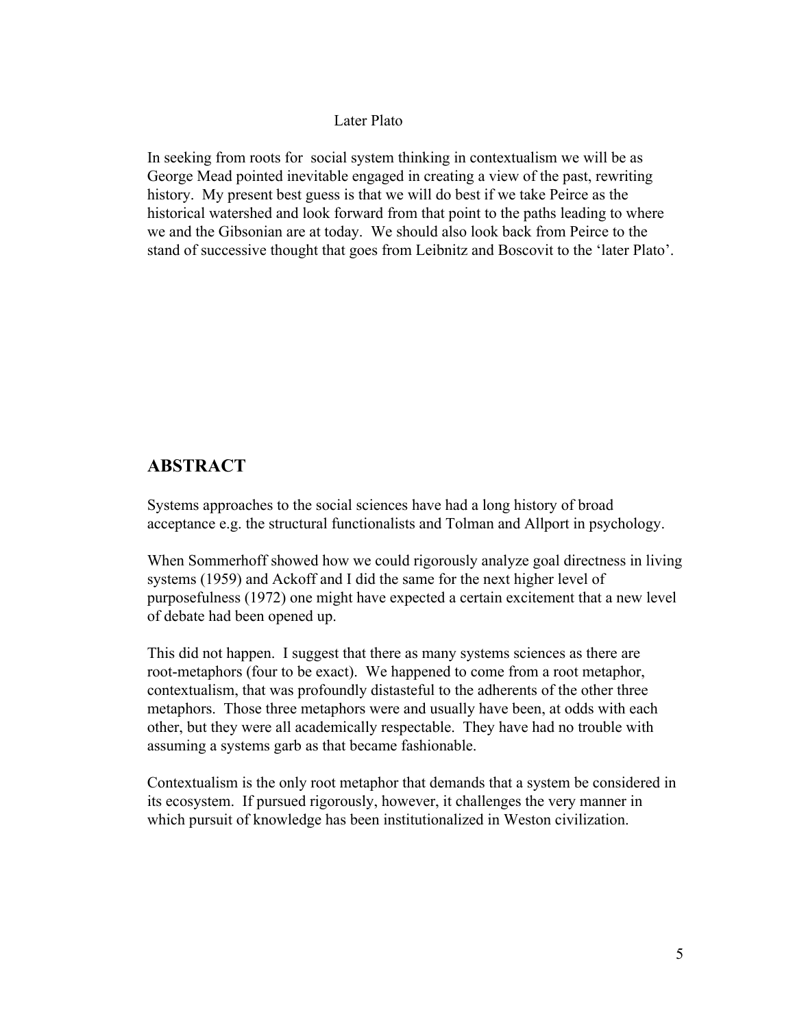Later Plato

In seeking from roots for social system thinking in contextualism we will be as George Mead pointed inevitable engaged in creating a view of the past, rewriting history. My present best guess is that we will do best if we take Peirce as the historical watershed and look forward from that point to the paths leading to where we and the Gibsonian are at today. We should also look back from Peirce to the stand of successive thought that goes from Leibnitz and Boscovit to the 'later Plato'.

## ABSTRACT

Systems approaches to the social sciences have had a long history of broad acceptance e.g. the structural functionalists and Tolman and Allport in psychology.

When Sommerhoff showed how we could rigorously analyze goal directness in living systems (1959) and Ackoff and I did the same for the next higher level of purposefulness (1972) one might have expected a certain excitement that a new level of debate had been opened up.

This did not happen. I suggest that there as many systems sciences as there are root-metaphors (four to be exact). We happened to come from a root metaphor, contextualism, that was profoundly distasteful to the adherents of the other three metaphors. Those three metaphors were and usually have been, at odds with each other, but they were all academically respectable. They have had no trouble with assuming a systems garb as that became fashionable.

Contextualism is the only root metaphor that demands that a system be considered in its ecosystem. If pursued rigorously, however, it challenges the very manner in which pursuit of knowledge has been institutionalized in Weston civilization.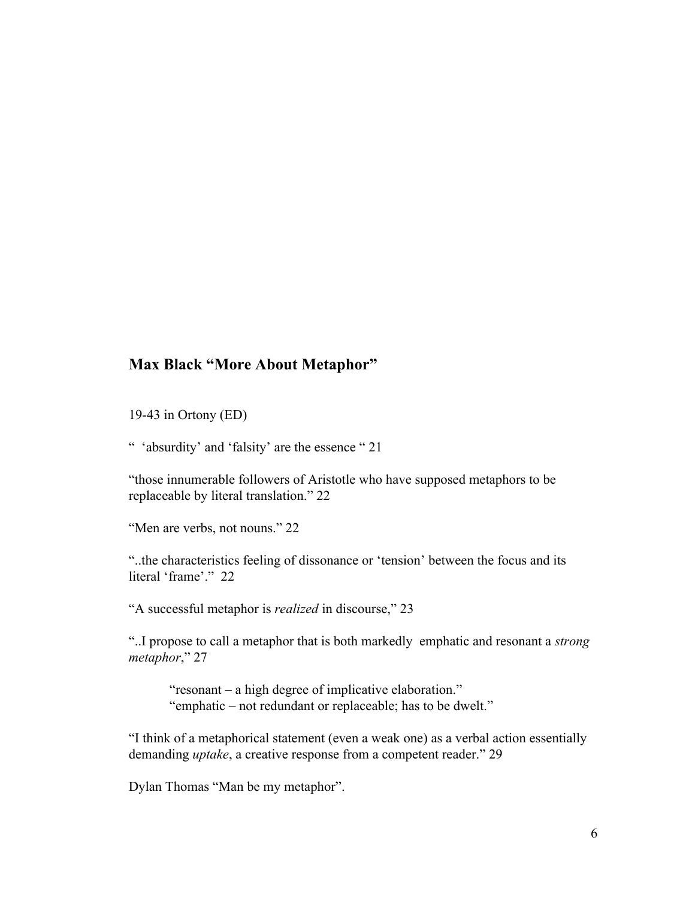## Max Black "More About Metaphor"

19-43 in Ortony (ED)

"  'absurdity' and 'falsity' are the essence " 21

"those innumerable followers of Aristotle who have supposed metaphors to be replaceable by literal translation." 22

"Men are verbs, not nouns." 22

"..the characteristics feeling of dissonance or 'tension' between the focus and its literal 'frame'." 22

"A successful metaphor is *realized* in discourse," 23

"..I propose to call a metaphor that is both markedly emphatic and resonant a *strong metaphor*," 27

> "resonant – a high degree of implicative elaboration."
> "emphatic – not redundant or replaceable; has to be dwelt."

"I think of a metaphorical statement (even a weak one) as a verbal action essentially demanding *uptake*, a creative response from a competent reader." 29

Dylan Thomas "Man be my metaphor".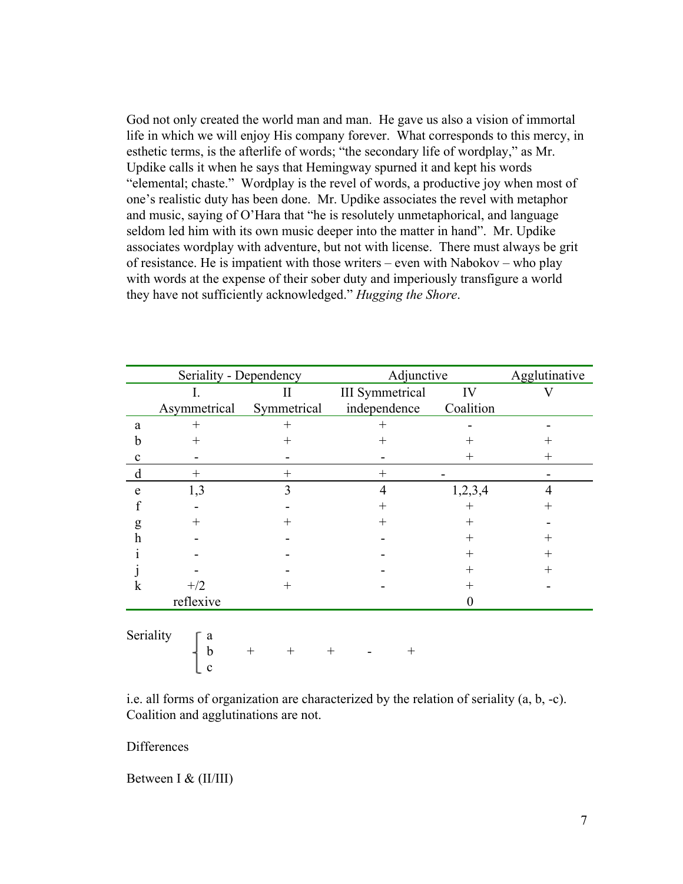God not only created the world man and man. He gave us also a vision of immortal life in which we will enjoy His company forever. What corresponds to this mercy, in esthetic terms, is the afterlife of words; "the secondary life of wordplay," as Mr. Updike calls it when he says that Hemingway spurned it and kept his words "elemental; chaste." Wordplay is the revel of words, a productive joy when most of one's realistic duty has been done. Mr. Updike associates the revel with metaphor and music, saying of O'Hara that "he is resolutely unmetaphorical, and language seldom led him with its own music deeper into the matter in hand". Mr. Updike associates wordplay with adventure, but not with license. There must always be grit of resistance. He is impatient with those writers – even with Nabokov – who play with words at the expense of their sober duty and imperiously transfigure a world they have not sufficiently acknowledged." *Hugging the Shore*.

| | Seriality - Dependency | | Adjunctive | | Agglutinative |
|---|---|---|---|---|---|
| | I. Asymmetrical | II Symmetrical | III Symmetrical independence | IV Coalition | V |
| a | + | + | + | - | - |
| b | + | + | + | + | + |
| c | - | - | - | + | + |
| d | + | + | + | - | - |
| e | 1,3 | 3 | 4 | 1,2,3,4 | 4 |
| f | - | - | + | + | + |
| g | + | + | + | + | - |
| h | - | - | - | + | + |
| i | - | - | - | + | + |
| j | - | - | - | + | + |
| k | +/2 | + | - | + | - |
| | reflexive | | | 0 | |

Seriality { a, b, c } + + + - +

i.e. all forms of organization are characterized by the relation of seriality (a, b, -c). Coalition and agglutinations are not.

Differences

Between I & (II/III)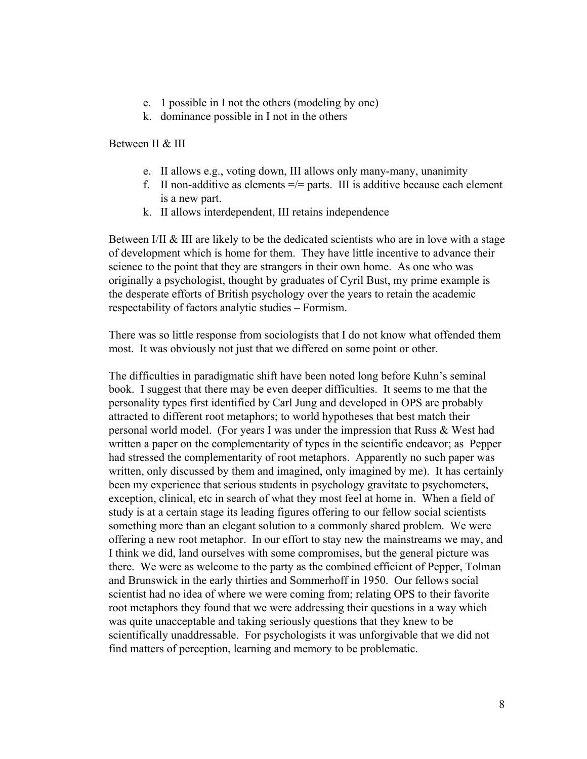e. 1 possible in I not the others (modeling by one)
k. dominance possible in I not in the others

Between II & III

e. II allows e.g., voting down, III allows only many-many, unanimity
f. II non-additive as elements =/= parts. III is additive because each element is a new part.
k. II allows interdependent, III retains independence

Between I/II & III are likely to be the dedicated scientists who are in love with a stage of development which is home for them. They have little incentive to advance their science to the point that they are strangers in their own home. As one who was originally a psychologist, thought by graduates of Cyril Bust, my prime example is the desperate efforts of British psychology over the years to retain the academic respectability of factors analytic studies – Formism.

There was so little response from sociologists that I do not know what offended them most. It was obviously not just that we differed on some point or other.

The difficulties in paradigmatic shift have been noted long before Kuhn's seminal book. I suggest that there may be even deeper difficulties. It seems to me that the personality types first identified by Carl Jung and developed in OPS are probably attracted to different root metaphors; to world hypotheses that best match their personal world model. (For years I was under the impression that Russ & West had written a paper on the complementarity of types in the scientific endeavor; as Pepper had stressed the complementarity of root metaphors. Apparently no such paper was written, only discussed by them and imagined, only imagined by me). It has certainly been my experience that serious students in psychology gravitate to psychometers, exception, clinical, etc in search of what they most feel at home in. When a field of study is at a certain stage its leading figures offering to our fellow social scientists something more than an elegant solution to a commonly shared problem. We were offering a new root metaphor. In our effort to stay new the mainstreams we may, and I think we did, land ourselves with some compromises, but the general picture was there. We were as welcome to the party as the combined efficient of Pepper, Tolman and Brunswick in the early thirties and Sommerhoff in 1950. Our fellows social scientist had no idea of where we were coming from; relating OPS to their favorite root metaphors they found that we were addressing their questions in a way which was quite unacceptable and taking seriously questions that they knew to be scientifically unaddressable. For psychologists it was unforgivable that we did not find matters of perception, learning and memory to be problematic.